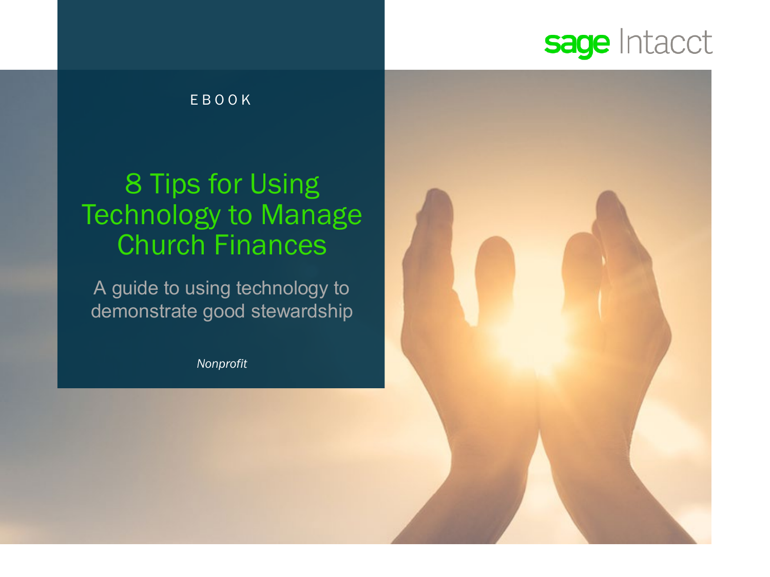sage Intacct

EBOOK

# 8 Tips for Using Technology to Manage Church Finances

A guide to using technology to demonstrate good stewardship

*Nonprofit*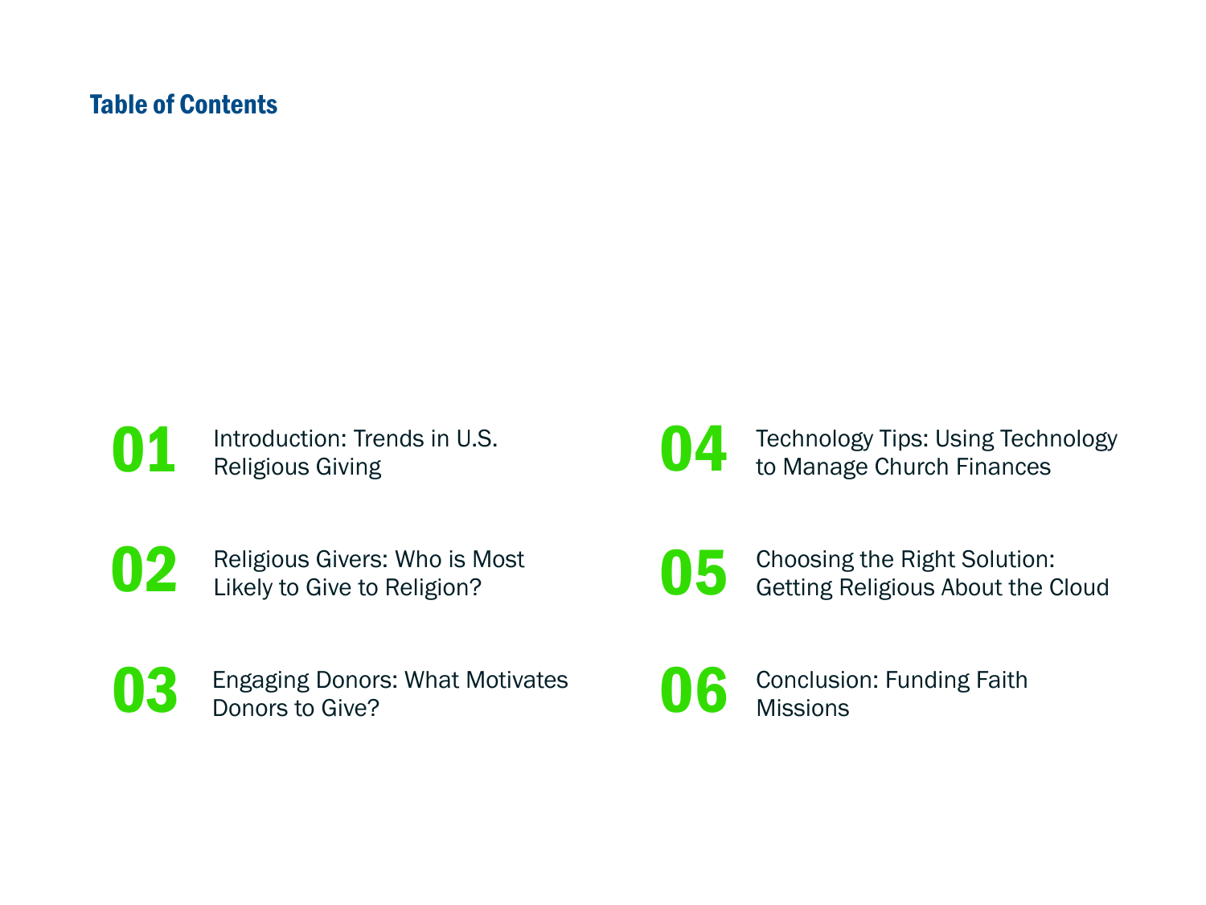## Table of Contents

**01** Introduction: Trends in U.S. Religious Giving

**02** Religious Givers: Who is Most Likely to Give to Religion?

**03** Engaging Donors: What Motivates Donors to Give?

**04** Technology Tips: Using Technology to Manage Church Finances

**05** Choosing the Right Solution: Getting Religious About the Cloud

**06** Conclusion: Funding Faith Missions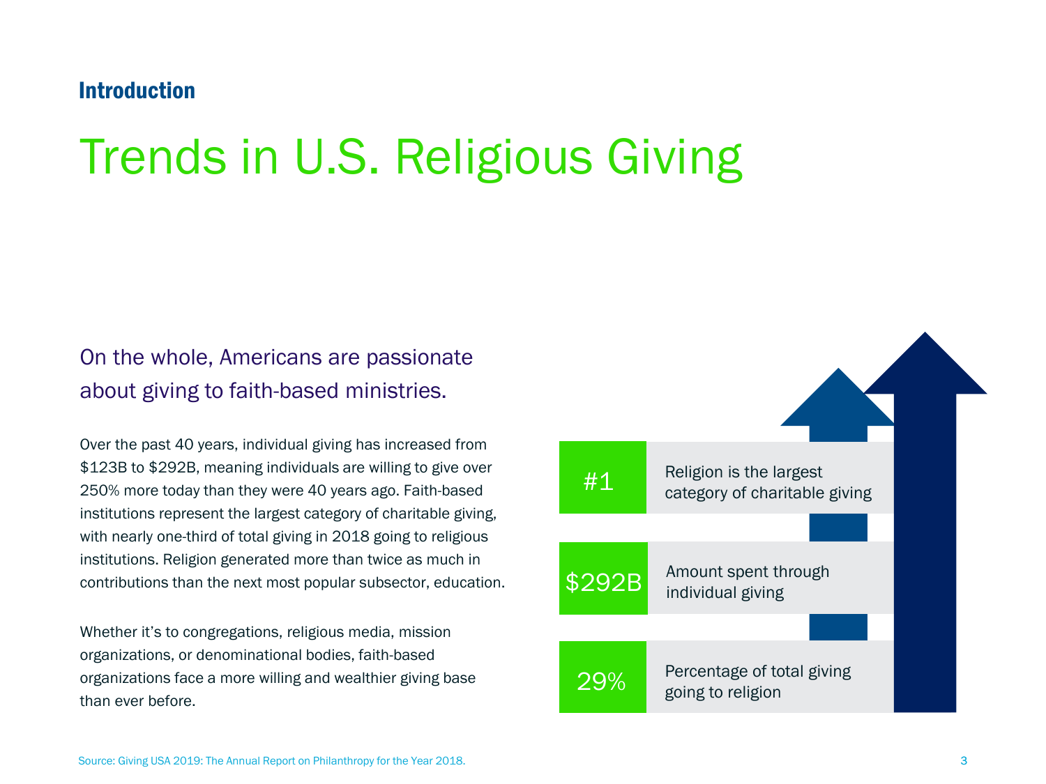## Introduction

# Trends in U.S. Religious Giving

### On the whole, Americans are passionate about giving to faith-based ministries.

Over the past 40 years, individual giving has increased from $123B to $292B, meaning individuals are willing to give over 250% more today than they were 40 years ago. Faith-based institutions represent the largest category of charitable giving, with nearly one-third of total giving in 2018 going to religious institutions. Religion generated more than twice as much in contributions than the next most popular subsector, education.

Whether it's to congregations, religious media, mission organizations, or denominational bodies, faith-based organizations face a more willing and wealthier giving base than ever before.

| | |
|---|---|
| #1 | Religion is the largest category of charitable giving |
| $292B | Amount spent through individual giving |
| 29% | Percentage of total giving going to religion |

Source: Giving USA 2019: The Annual Report on Philanthropy for the Year 2018.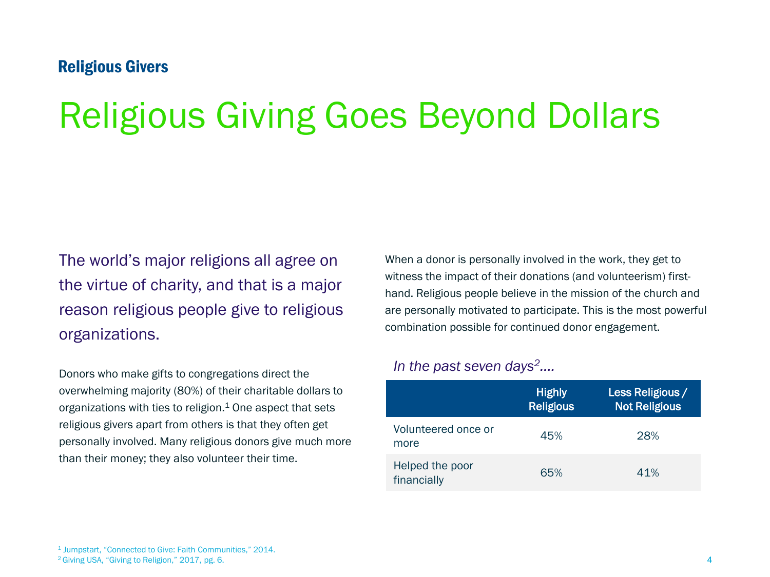### Religious Givers

# Religious Giving Goes Beyond Dollars

The world's major religions all agree on the virtue of charity, and that is a major reason religious people give to religious organizations.

Donors who make gifts to congregations direct the overwhelming majority (80%) of their charitable dollars to organizations with ties to religion.[1] One aspect that sets religious givers apart from others is that they often get personally involved. Many religious donors give much more than their money; they also volunteer their time.

When a donor is personally involved in the work, they get to witness the impact of their donations (and volunteerism) first-hand. Religious people believe in the mission of the church and are personally motivated to participate. This is the most powerful combination possible for continued donor engagement.

*In the past seven days[2]....*

| | Highly Religious | Less Religious / Not Religious |
|---|---|---|
| Volunteered once or more | 45% | 28% |
| Helped the poor financially | 65% | 41% |

[1] Jumpstart, "Connected to Give: Faith Communities," 2014.
[2] Giving USA, "Giving to Religion," 2017, pg. 6.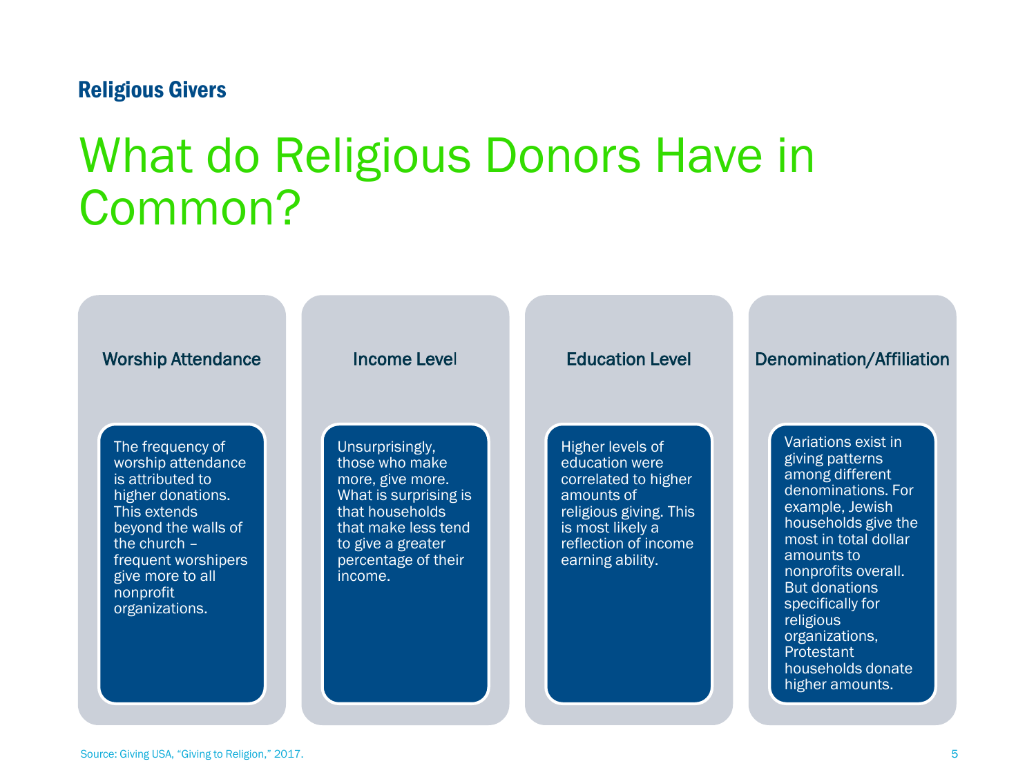**Religious Givers**

# What do Religious Donors Have in Common?

### Worship Attendance

The frequency of worship attendance is attributed to higher donations. This extends beyond the walls of the church – frequent worshipers give more to all nonprofit organizations.

### Income Level

Unsurprisingly, those who make more, give more. What is surprising is that households that make less tend to give a greater percentage of their income.

### Education Level

Higher levels of education were correlated to higher amounts of religious giving. This is most likely a reflection of income earning ability.

### Denomination/Affiliation

Variations exist in giving patterns among different denominations. For example, Jewish households give the most in total dollar amounts to nonprofits overall. But donations specifically for religious organizations, Protestant households donate higher amounts.

Source: Giving USA, "Giving to Religion," 2017.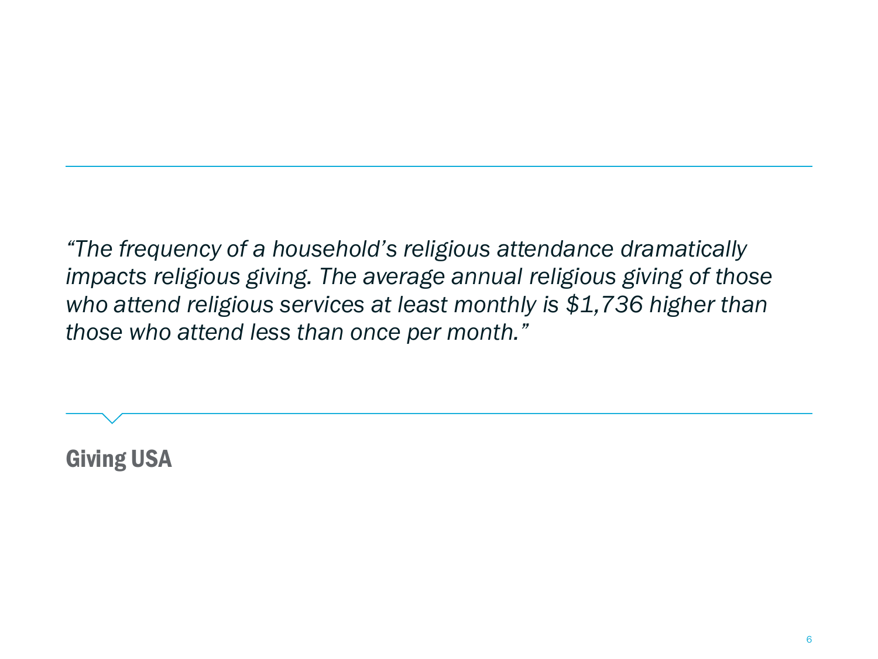*"The frequency of a household's religious attendance dramatically impacts religious giving. The average annual religious giving of those who attend religious services at least monthly is $1,736 higher than those who attend less than once per month."*

**Giving USA**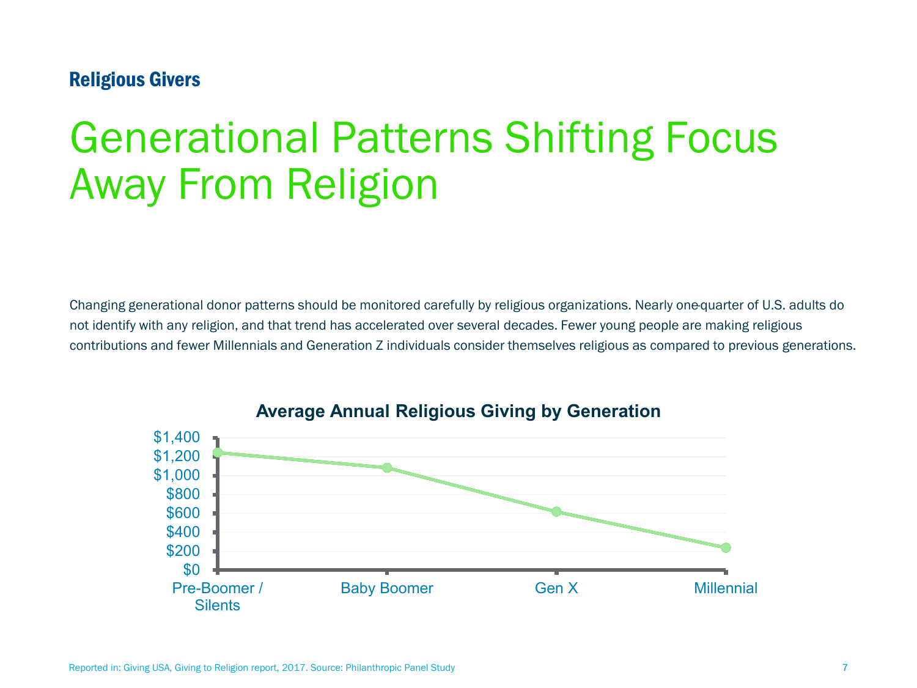**Religious Givers**

# Generational Patterns Shifting Focus Away From Religion

Changing generational donor patterns should be monitored carefully by religious organizations. Nearly one-quarter of U.S. adults do not identify with any religion, and that trend has accelerated over several decades. Fewer young people are making religious contributions and fewer Millennials and Generation Z individuals consider themselves religious as compared to previous generations.

**Average Annual Religious Giving by Generation**

$1,400
$1,200
$1,000
$800
$600
$400
$200
$0

Pre-Boomer / Silents | Baby Boomer | Gen X | Millennial

Reported in: Giving USA, Giving to Religion report, 2017. Source: Philanthropic Panel Study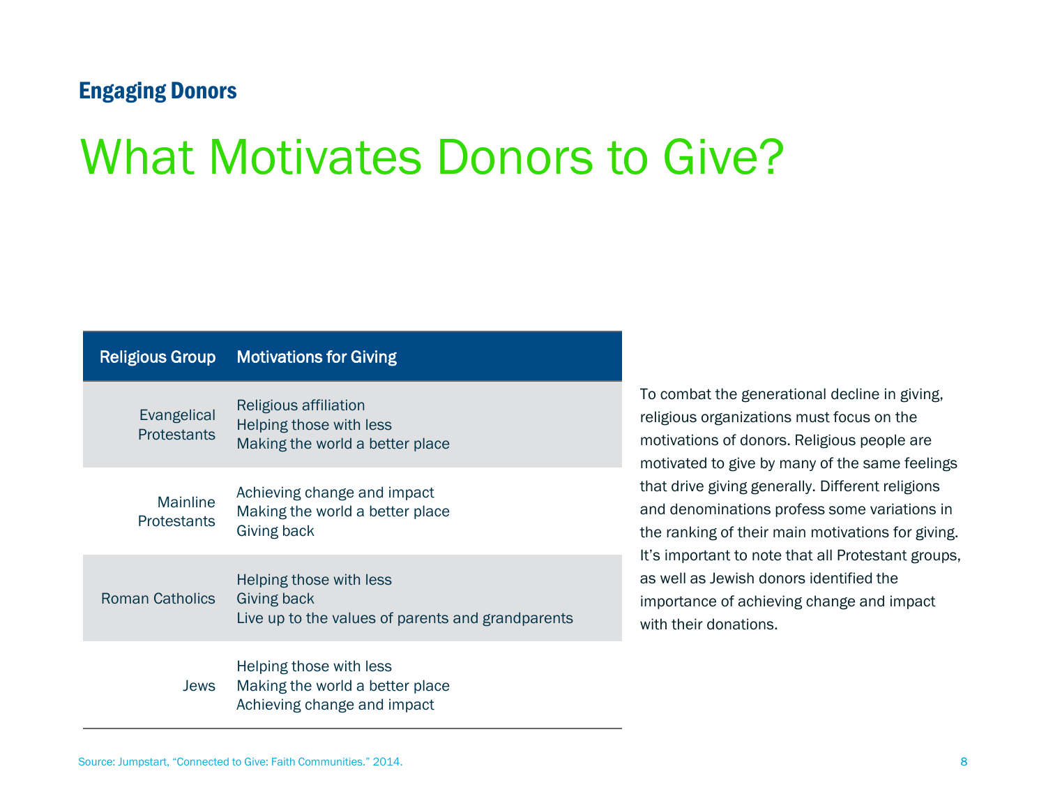**Engaging Donors**

# What Motivates Donors to Give?

| Religious Group | Motivations for Giving |
| --- | --- |
| Evangelical Protestants | Religious affiliation<br>Helping those with less<br>Making the world a better place |
| Mainline Protestants | Achieving change and impact<br>Making the world a better place<br>Giving back |
| Roman Catholics | Helping those with less<br>Giving back<br>Live up to the values of parents and grandparents |
| Jews | Helping those with less<br>Making the world a better place<br>Achieving change and impact |

To combat the generational decline in giving, religious organizations must focus on the motivations of donors. Religious people are motivated to give by many of the same feelings that drive giving generally. Different religions and denominations profess some variations in the ranking of their main motivations for giving. It's important to note that all Protestant groups, as well as Jewish donors identified the importance of achieving change and impact with their donations.

Source: Jumpstart, "Connected to Give: Faith Communities." 2014.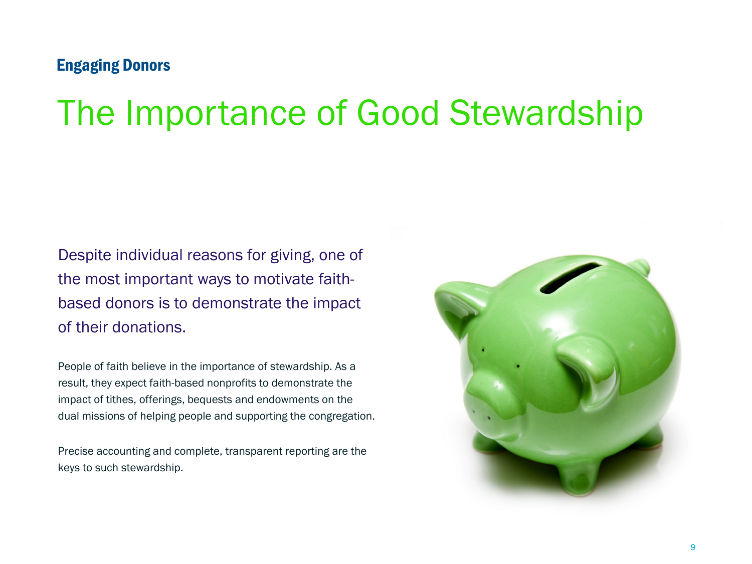## Engaging Donors

# The Importance of Good Stewardship

Despite individual reasons for giving, one of the most important ways to motivate faith-based donors is to demonstrate the impact of their donations.

People of faith believe in the importance of stewardship. As a result, they expect faith-based nonprofits to demonstrate the impact of tithes, offerings, bequests and endowments on the dual missions of helping people and supporting the congregation.

Precise accounting and complete, transparent reporting are the keys to such stewardship.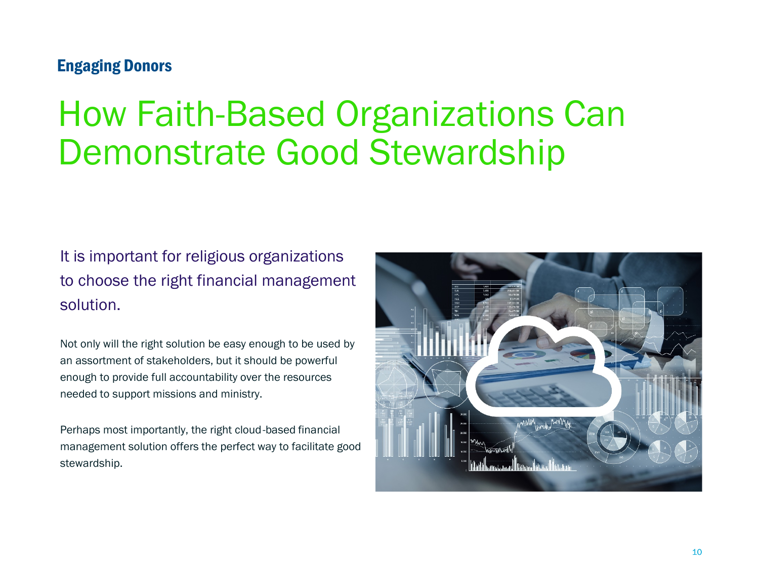**Engaging Donors**

# How Faith-Based Organizations Can Demonstrate Good Stewardship

It is important for religious organizations to choose the right financial management solution.

Not only will the right solution be easy enough to be used by an assortment of stakeholders, but it should be powerful enough to provide full accountability over the resources needed to support missions and ministry.

Perhaps most importantly, the right cloud-based financial management solution offers the perfect way to facilitate good stewardship.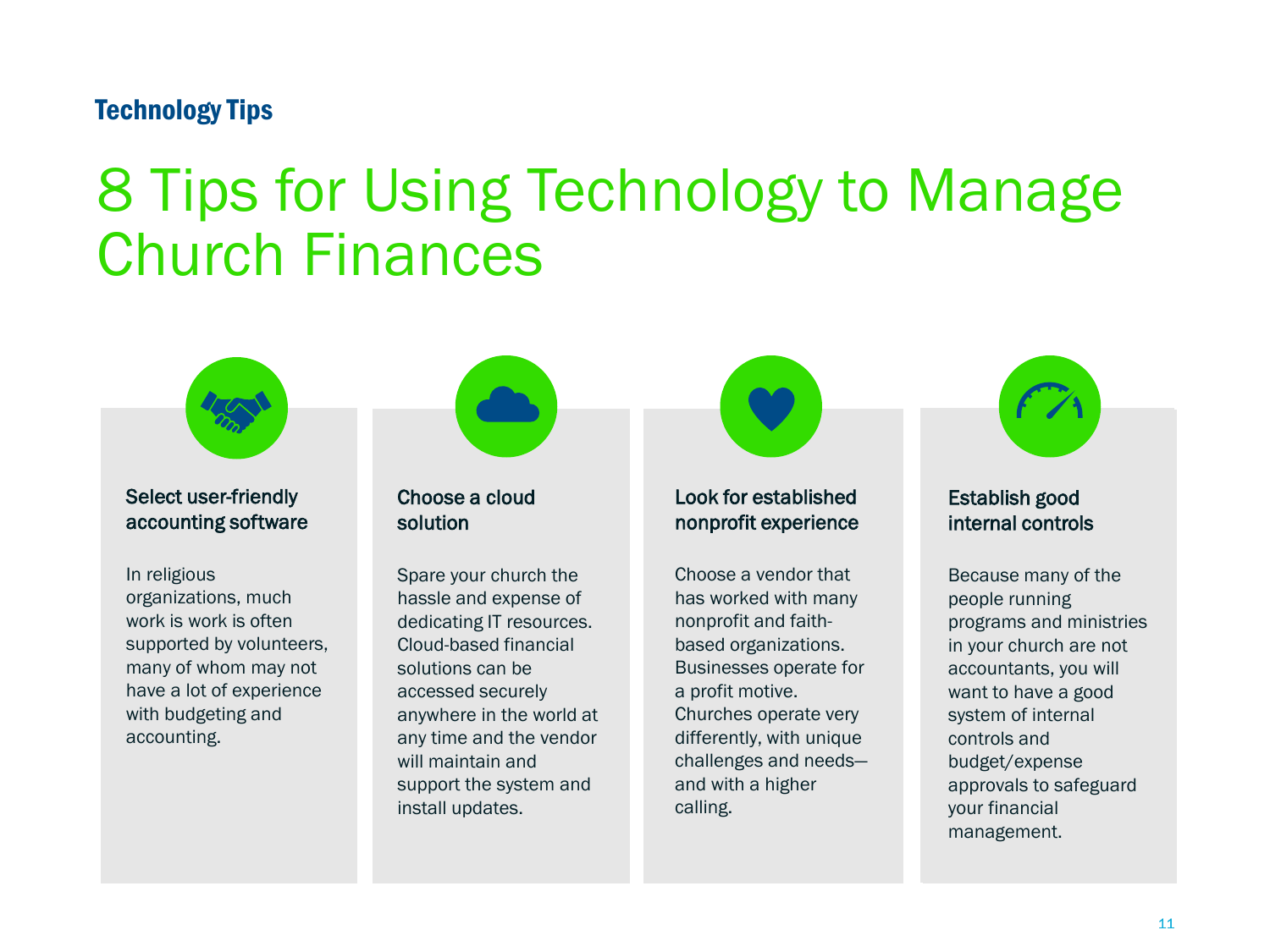Technology Tips

# 8 Tips for Using Technology to Manage Church Finances

### Select user-friendly accounting software

In religious organizations, much work is work is often supported by volunteers, many of whom may not have a lot of experience with budgeting and accounting.

### Choose a cloud solution

Spare your church the hassle and expense of dedicating IT resources. Cloud-based financial solutions can be accessed securely anywhere in the world at any time and the vendor will maintain and support the system and install updates.

### Look for established nonprofit experience

Choose a vendor that has worked with many nonprofit and faith-based organizations. Businesses operate for a profit motive. Churches operate very differently, with unique challenges and needs—and with a higher calling.

### Establish good internal controls

Because many of the people running programs and ministries in your church are not accountants, you will want to have a good system of internal controls and budget/expense approvals to safeguard your financial management.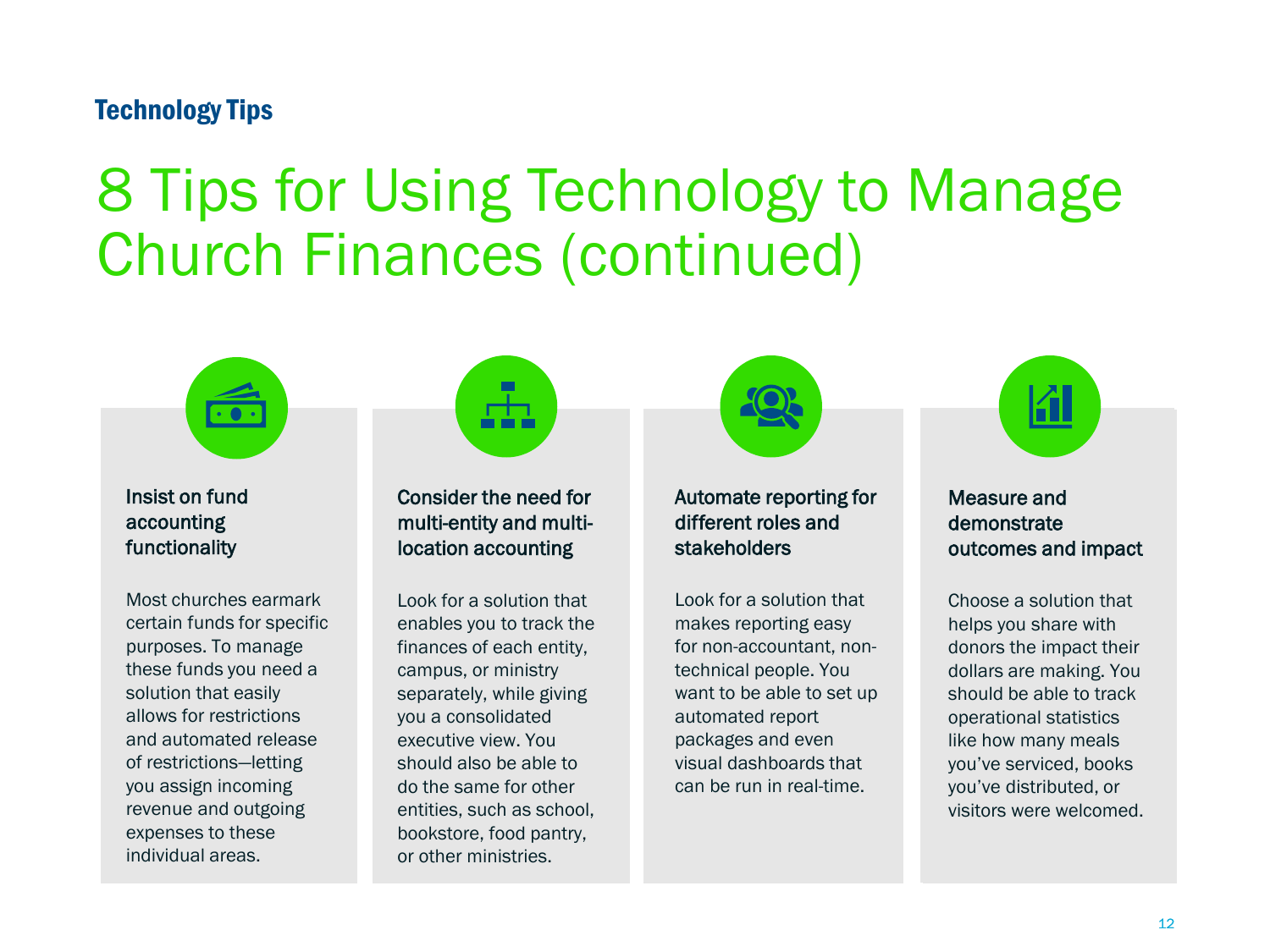Technology Tips

# 8 Tips for Using Technology to Manage Church Finances (continued)

### Insist on fund accounting functionality

Most churches earmark certain funds for specific purposes. To manage these funds you need a solution that easily allows for restrictions and automated release of restrictions—letting you assign incoming revenue and outgoing expenses to these individual areas.

### Consider the need for multi-entity and multi-location accounting

Look for a solution that enables you to track the finances of each entity, campus, or ministry separately, while giving you a consolidated executive view. You should also be able to do the same for other entities, such as school, bookstore, food pantry, or other ministries.

### Automate reporting for different roles and stakeholders

Look for a solution that makes reporting easy for non-accountant, non-technical people. You want to be able to set up automated report packages and even visual dashboards that can be run in real-time.

### Measure and demonstrate outcomes and impact

Choose a solution that helps you share with donors the impact their dollars are making. You should be able to track operational statistics like how many meals you've serviced, books you've distributed, or visitors were welcomed.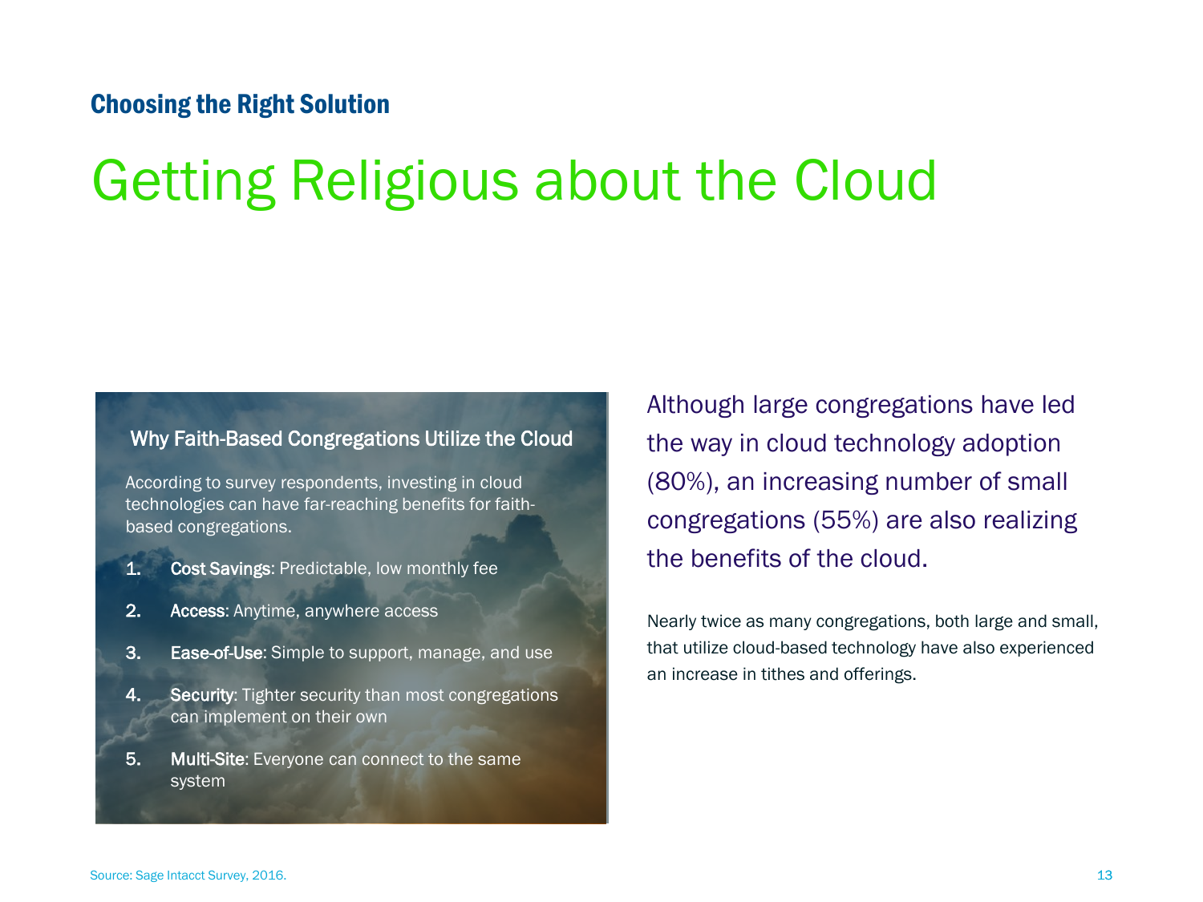### Choosing the Right Solution

# Getting Religious about the Cloud

## Why Faith-Based Congregations Utilize the Cloud

According to survey respondents, investing in cloud technologies can have far-reaching benefits for faith-based congregations.

1. **Cost Savings**: Predictable, low monthly fee
2. **Access**: Anytime, anywhere access
3. **Ease-of-Use**: Simple to support, manage, and use
4. **Security**: Tighter security than most congregations can implement on their own
5. **Multi-Site**: Everyone can connect to the same system

Although large congregations have led the way in cloud technology adoption (80%), an increasing number of small congregations (55%) are also realizing the benefits of the cloud.

Nearly twice as many congregations, both large and small, that utilize cloud-based technology have also experienced an increase in tithes and offerings.

Source: Sage Intacct Survey, 2016.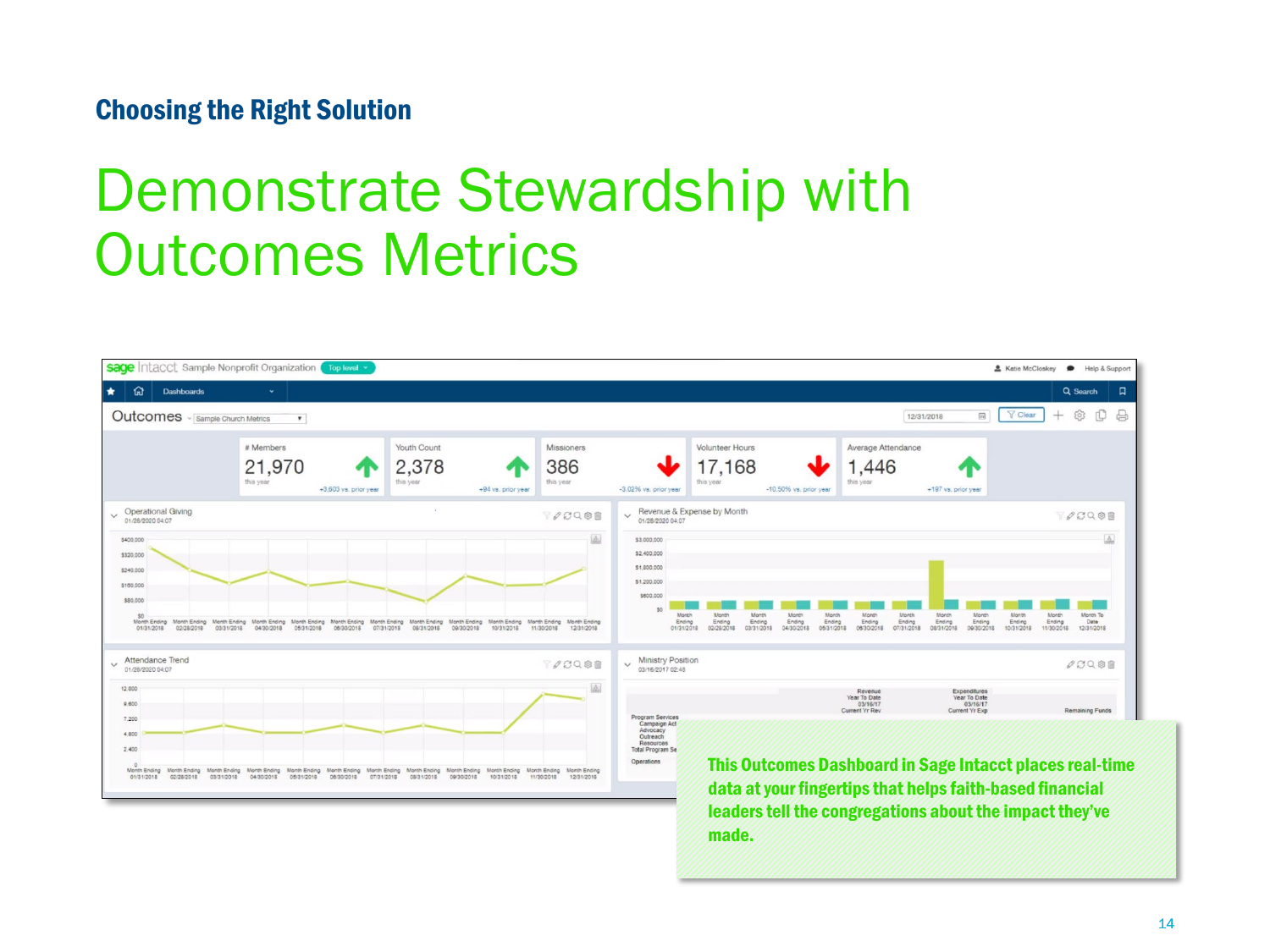### Choosing the Right Solution

# Demonstrate Stewardship with Outcomes Metrics

This Outcomes Dashboard in Sage Intacct places real-time data at your fingertips that helps faith-based financial leaders tell the congregations about the impact they've made.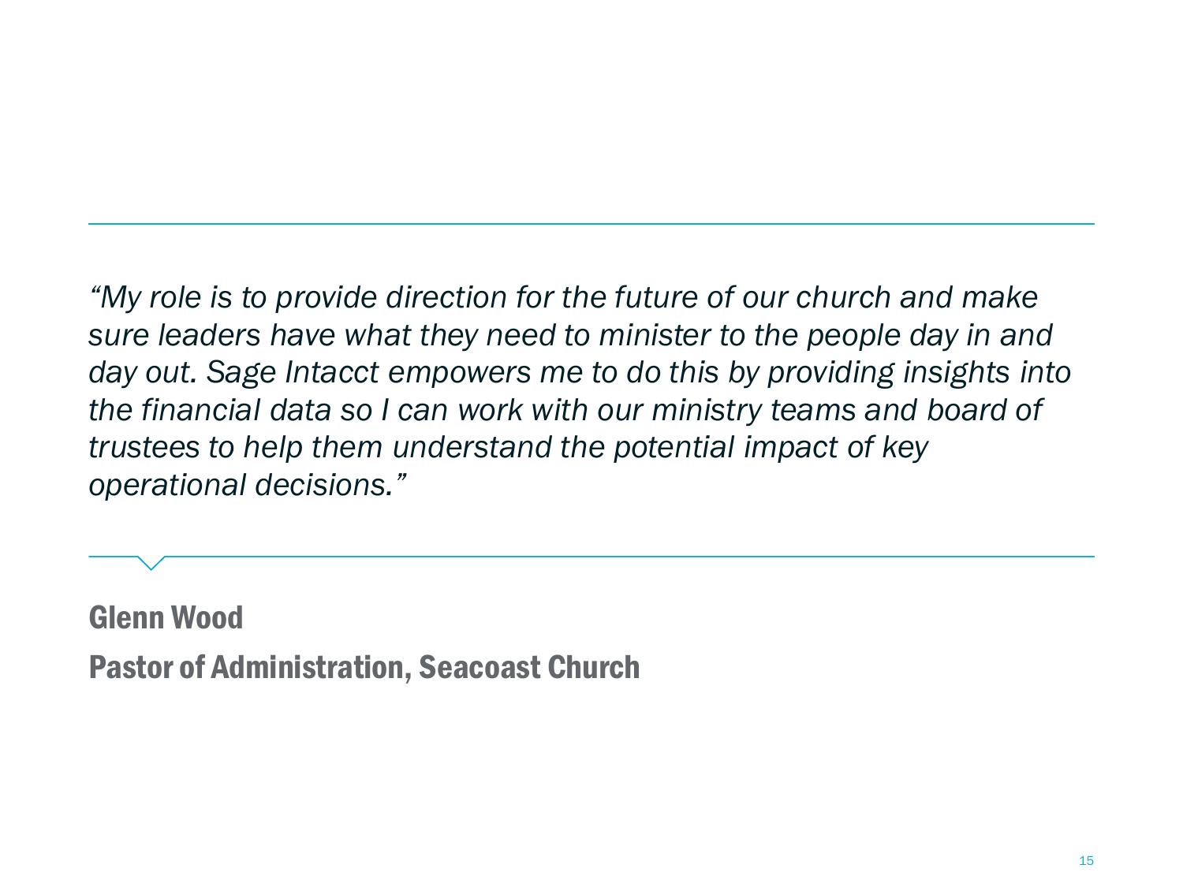*"My role is to provide direction for the future of our church and make sure leaders have what they need to minister to the people day in and day out. Sage Intacct empowers me to do this by providing insights into the financial data so I can work with our ministry teams and board of trustees to help them understand the potential impact of key operational decisions."*

**Glenn Wood**

**Pastor of Administration, Seacoast Church**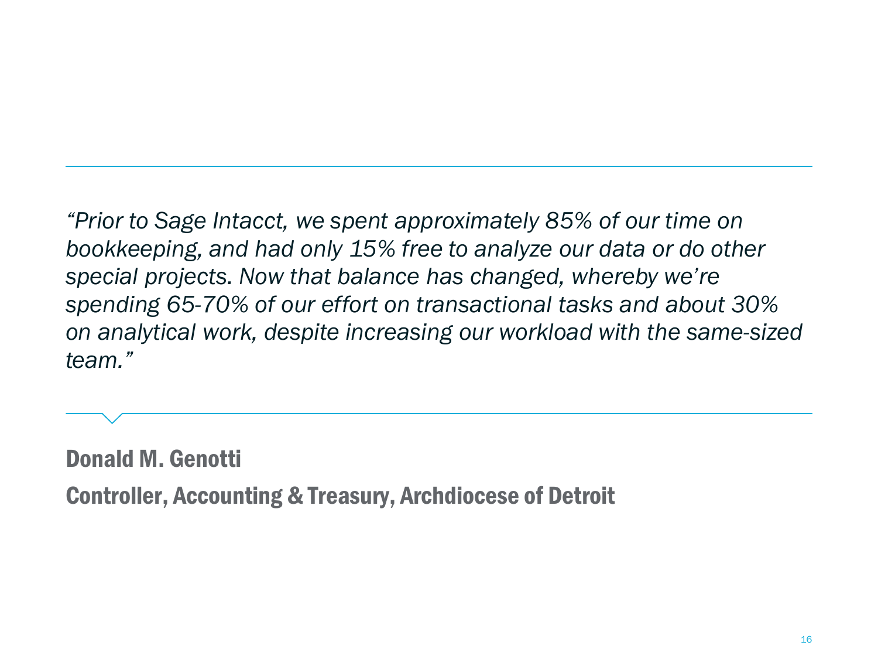*"Prior to Sage Intacct, we spent approximately 85% of our time on bookkeeping, and had only 15% free to analyze our data or do other special projects. Now that balance has changed, whereby we're spending 65-70% of our effort on transactional tasks and about 30% on analytical work, despite increasing our workload with the same-sized team."*

**Donald M. Genotti**

**Controller, Accounting & Treasury, Archdiocese of Detroit**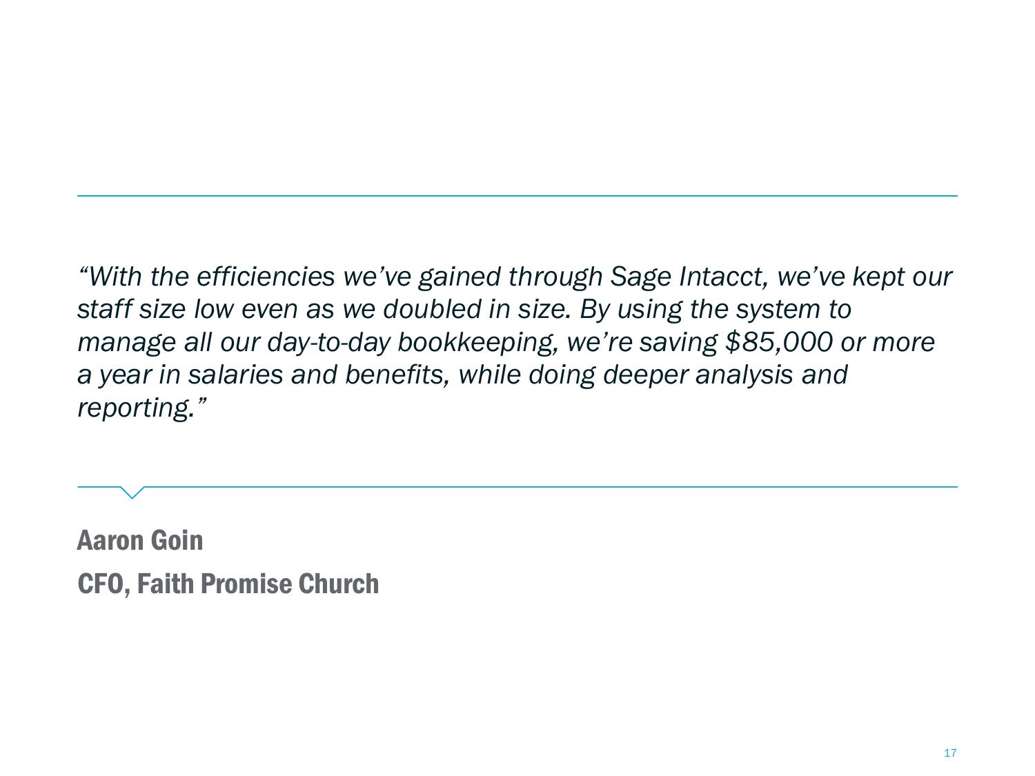*"With the efficiencies we've gained through Sage Intacct, we've kept our staff size low even as we doubled in size. By using the system to manage all our day-to-day bookkeeping, we're saving $85,000 or more a year in salaries and benefits, while doing deeper analysis and reporting."*

**Aaron Goin**

**CFO, Faith Promise Church**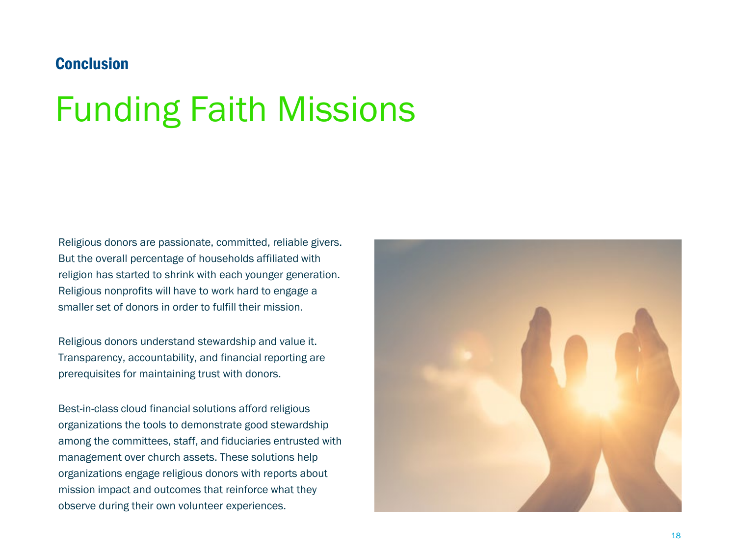**Conclusion**

# Funding Faith Missions

Religious donors are passionate, committed, reliable givers. But the overall percentage of households affiliated with religion has started to shrink with each younger generation. Religious nonprofits will have to work hard to engage a smaller set of donors in order to fulfill their mission.

Religious donors understand stewardship and value it. Transparency, accountability, and financial reporting are prerequisites for maintaining trust with donors.

Best-in-class cloud financial solutions afford religious organizations the tools to demonstrate good stewardship among the committees, staff, and fiduciaries entrusted with management over church assets. These solutions help organizations engage religious donors with reports about mission impact and outcomes that reinforce what they observe during their own volunteer experiences.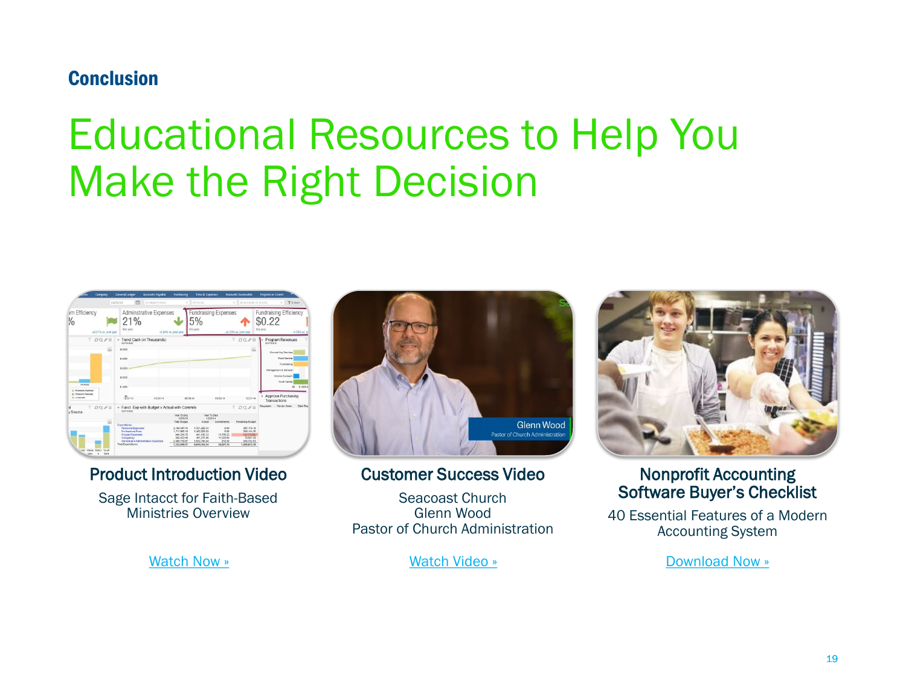**Conclusion**

# Educational Resources to Help You Make the Right Decision

### Product Introduction Video

Sage Intacct for Faith-Based Ministries Overview

Watch Now »

### Customer Success Video

Seacoast Church
Glenn Wood
Pastor of Church Administration

Watch Video »

### Nonprofit Accounting Software Buyer's Checklist

40 Essential Features of a Modern Accounting System

Download Now »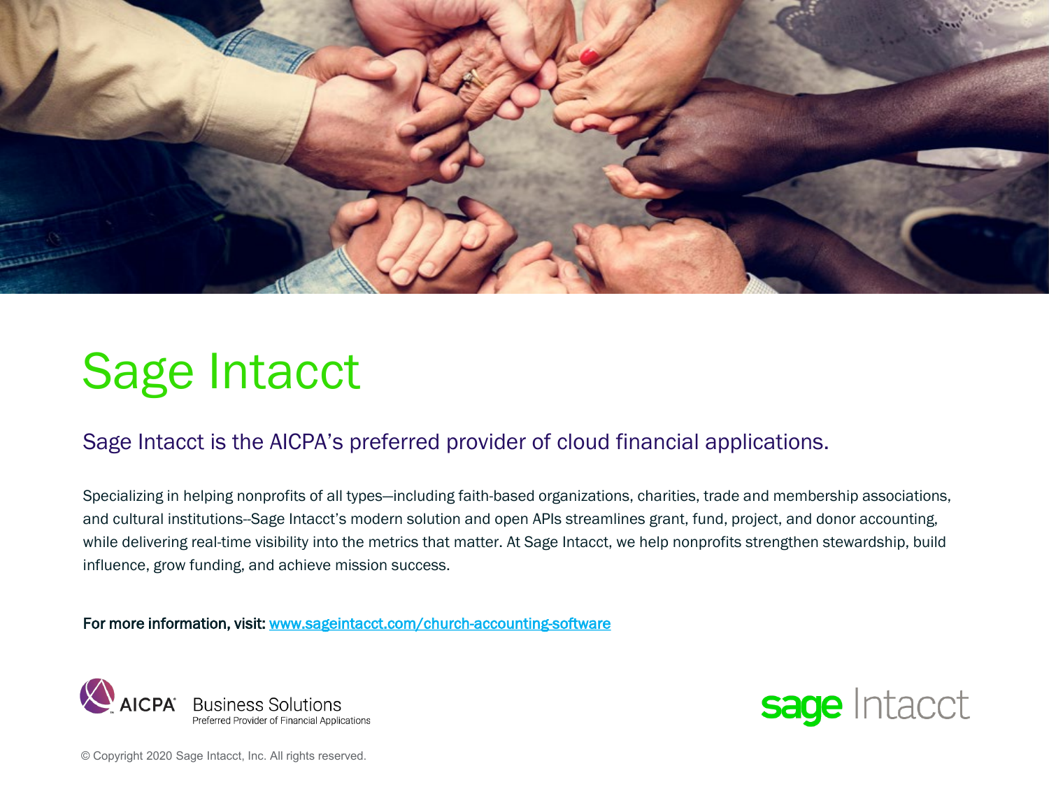# Sage Intacct

## Sage Intacct is the AICPA's preferred provider of cloud financial applications.

Specializing in helping nonprofits of all types—including faith-based organizations, charities, trade and membership associations, and cultural institutions--Sage Intacct's modern solution and open APIs streamlines grant, fund, project, and donor accounting, while delivering real-time visibility into the metrics that matter. At Sage Intacct, we help nonprofits strengthen stewardship, build influence, grow funding, and achieve mission success.

**For more information, visit:** [www.sageintacct.com/church-accounting-software](www.sageintacct.com/church-accounting-software)

AICPA Business Solutions
Preferred Provider of Financial Applications

sage Intacct

© Copyright 2020 Sage Intacct, Inc. All rights reserved.